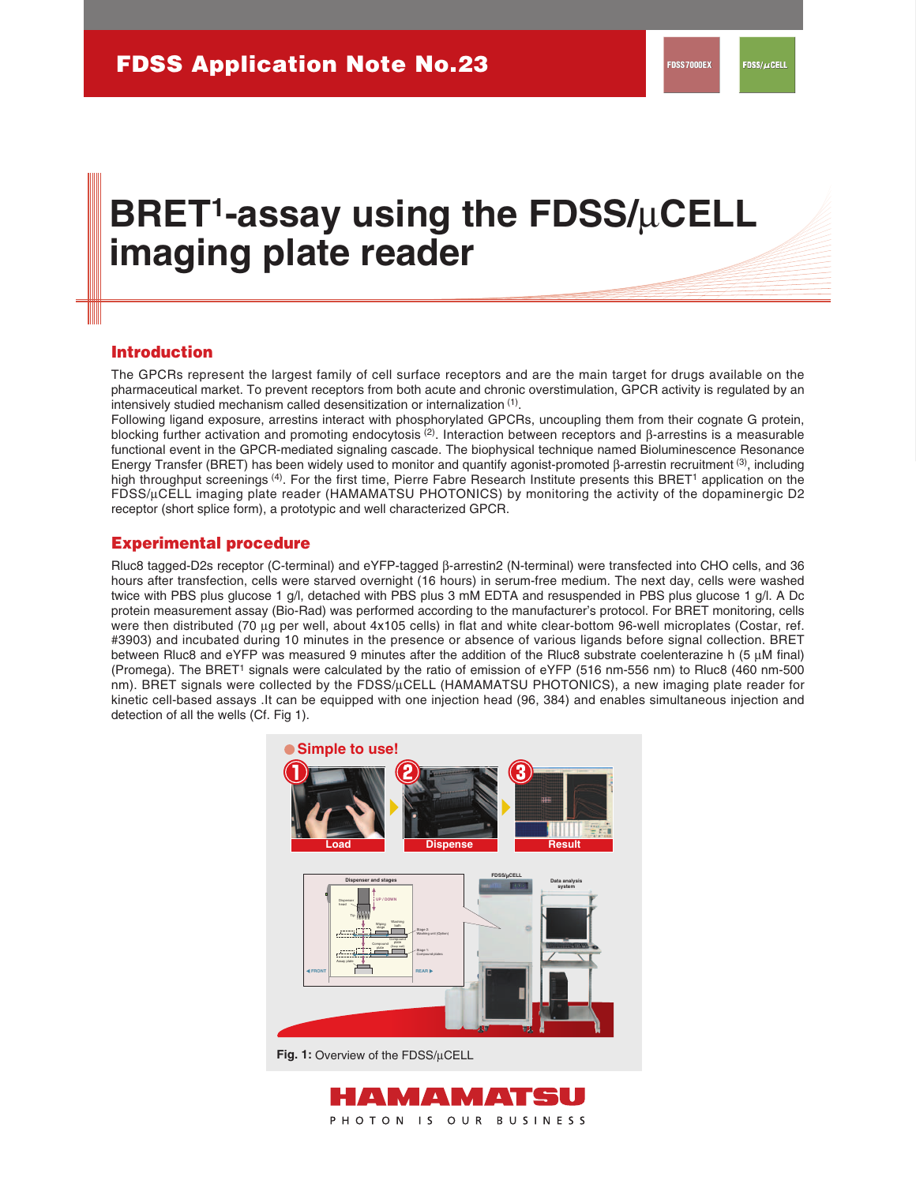# FDSS Application Note No.23

# BRET[1]-assay using the FDSS/µCELL imaging plate reader

## Introduction

The GPCRs represent the largest family of cell surface receptors and are the main target for drugs available on the pharmaceutical market. To prevent receptors from both acute and chronic overstimulation, GPCR activity is regulated by an intensively studied mechanism called desensitization or internalization [(1)].

Following ligand exposure, arrestins interact with phosphorylated GPCRs, uncoupling them from their cognate G protein, blocking further activation and promoting endocytosis [(2)]. Interaction between receptors and β-arrestins is a measurable functional event in the GPCR-mediated signaling cascade. The biophysical technique named Bioluminescence Resonance Energy Transfer (BRET) has been widely used to monitor and quantify agonist-promoted β-arrestin recruitment [(3)], including high throughput screenings [(4)]. For the first time, Pierre Fabre Research Institute presents this BRET[1] application on the FDSS/µCELL imaging plate reader (HAMAMATSU PHOTONICS) by monitoring the activity of the dopaminergic D2 receptor (short splice form), a prototypic and well characterized GPCR.

## Experimental procedure

Rluc8 tagged-D2s receptor (C-terminal) and eYFP-tagged β-arrestin2 (N-terminal) were transfected into CHO cells, and 36 hours after transfection, cells were starved overnight (16 hours) in serum-free medium. The next day, cells were washed twice with PBS plus glucose 1 g/l, detached with PBS plus 3 mM EDTA and resuspended in PBS plus glucose 1 g/l. A Dc protein measurement assay (Bio-Rad) was performed according to the manufacturer's protocol. For BRET monitoring, cells were then distributed (70 µg per well, about 4x105 cells) in flat and white clear-bottom 96-well microplates (Costar, ref. #3903) and incubated during 10 minutes in the presence or absence of various ligands before signal collection. BRET between Rluc8 and eYFP was measured 9 minutes after the addition of the Rluc8 substrate coelenterazine h (5 µM final) (Promega). The BRET[1] signals were calculated by the ratio of emission of eYFP (516 nm-556 nm) to Rluc8 (460 nm-500 nm). BRET signals were collected by the FDSS/µCELL (HAMAMATSU PHOTONICS), a new imaging plate reader for kinetic cell-based assays .It can be equipped with one injection head (96, 384) and enables simultaneous injection and detection of all the wells (Cf. Fig 1).

**Fig. 1:** Overview of the FDSS/µCELL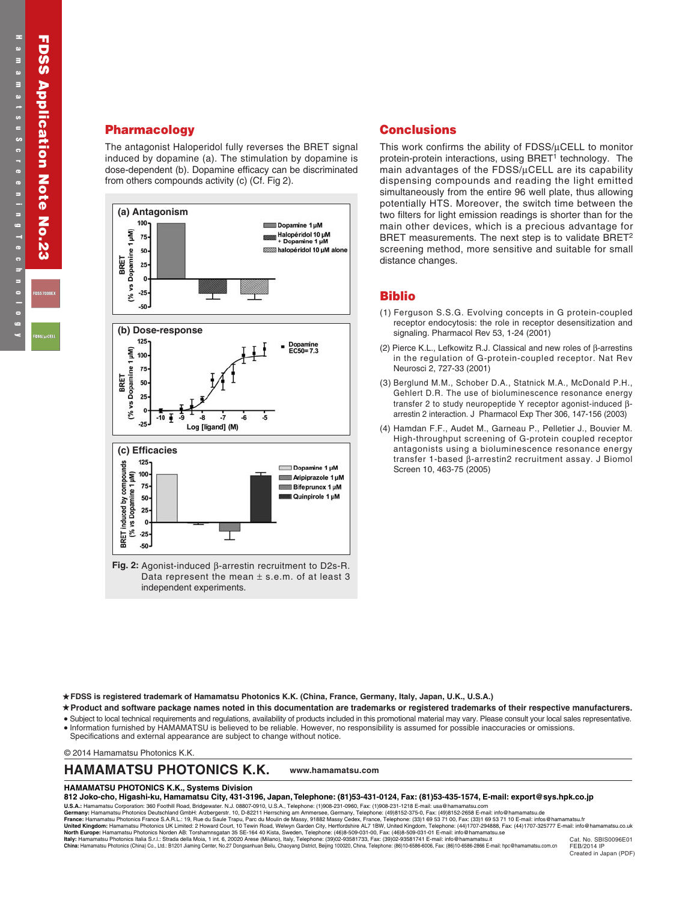## Pharmacology

The antagonist Haloperidol fully reverses the BRET signal induced by dopamine (a). The stimulation by dopamine is dose-dependent (b). Dopamine efficacy can be discriminated from others compounds activity (c) (Cf. Fig 2).

(a) Antagonism

BRET (% vs Dopamine 1 µM)

100
75
50
25
0
-25
-50

Dopamine 1 µM
Halopéridol 10 µM + Dopamine 1 µM
halopéridol 10 µM alone

(b) Dose-response

BRET (% vs Dopamine 1 µM)

125
100
75
50
25
0
-25

-10 -9 -8 -7 -6 -5

Log [ligand] (M)

Dopamine EC50= 7.3

(c) Efficacies

BRET induced by compounds (% vs Dopamine 1 µM)

125
100
75
50
25
0
-25
-50

Dopamine 1 µM
Aripiprazole 1 µM
Bifeprunox 1 µM
Quinpirole 1 µM

**Fig. 2:** Agonist-induced β-arrestin recruitment to D2s-R. Data represent the mean ± s.e.m. of at least 3 independent experiments.

## Conclusions

This work confirms the ability of FDSS/µCELL to monitor protein-protein interactions, using BRET[1] technology. The main advantages of the FDSS/µCELL are its capability dispensing compounds and reading the light emitted simultaneously from the entire 96 well plate, thus allowing potentially HTS. Moreover, the switch time between the two filters for light emission readings is shorter than for the main other devices, which is a precious advantage for BRET measurements. The next step is to validate BRET[2] screening method, more sensitive and suitable for small distance changes.

## Biblio

(1) Ferguson S.S.G. Evolving concepts in G protein-coupled receptor endocytosis: the role in receptor desensitization and signaling. Pharmacol Rev 53, 1-24 (2001)

(2) Pierce K.L., Lefkowitz R.J. Classical and new roles of β-arrestins in the regulation of G-protein-coupled receptor. Nat Rev Neurosci 2, 727-33 (2001)

(3) Berglund M.M., Schober D.A., Statnick M.A., McDonald P.H., Gehlert D.R. The use of bioluminescence resonance energy transfer 2 to study neuropeptide Y receptor agonist-induced β-arrestin 2 interaction. J Pharmacol Exp Ther 306, 147-156 (2003)

(4) Hamdan F.F., Audet M., Garneau P., Pelletier J., Bouvier M. High-throughput screening of G-protein coupled receptor antagonists using a bioluminescence resonance energy transfer 1-based β-arrestin2 recruitment assay. J Biomol Screen 10, 463-75 (2005)

★FDSS is registered trademark of Hamamatsu Photonics K.K. (China, France, Germany, Italy, Japan, U.K., U.S.A.)

★Product and software package names noted in this documentation are trademarks or registered trademarks of their respective manufacturers.

- Subject to local technical requirements and regulations, availability of products included in this promotional material may vary. Please consult your local sales representative.
- Information furnished by HAMAMATSU is believed to be reliable. However, no responsibility is assumed for possible inaccuracies or omissions. Specifications and external appearance are subject to change without notice.

© 2014 Hamamatsu Photonics K.K.

**HAMAMATSU PHOTONICS K.K.** www.hamamatsu.com

**HAMAMATSU PHOTONICS K.K., Systems Division**
**812 Joko-cho, Higashi-ku, Hamamatsu City, 431-3196, Japan, Telephone: (81)53-431-0124, Fax: (81)53-435-1574, E-mail: export@sys.hpk.co.jp**

**U.S.A.:** Hamamatsu Corporation: 360 Foothill Road, Bridgewater. N.J. 08807-0910, U.S.A., Telephone: (1)908-231-0960, Fax: (1)908-231-1218 E-mail: usa@hamamatsu.com
**Germany:** Hamamatsu Photonics Deutschland GmbH: Arzbergerstr. 10, D-82211 Herrsching am Ammersee, Germany, Telephone: (49)8152-375-0, Fax: (49)8152-2658 E-mail: info@hamamatsu.de
**France:** Hamamatsu Photonics France S.A.R.L.: 19, Rue du Saule Trapu, Parc du Moulin de Massy, 91882 Massy Cedex, France, Telephone: (33)1 69 53 71 00, Fax: (33)1 69 53 71 10 E-mail: infos@hamamatsu.fr
**United Kingdom:** Hamamatsu Photonics UK Limited: 2 Howard Court, 10 Tewin Road, Welwyn Garden City, Hertfordshire AL7 1BW, United Kingdom, Telephone: (44)1707-294888, Fax: (44)1707-325777 E-mail: info@hamamatsu.co.uk
**North Europe:** Hamamatsu Photonics Norden AB: Torshamnsgatan 35 SE-164 40 Kista, Sweden, Telephone: (46)8-509-031-00, Fax: (46)8-509-031-01 E-mail: info@hamamatsu.se
**Italy:** Hamamatsu Photonics Italia S.r.l.: Strada della Moia, 1 int. 6, 20020 Arese (Milano), Italy, Telephone: (39)02-93581733, Fax: (39)02-93581741 E-mail: info@hamamatsu.it
**China:** Hamamatsu Photonics (China) Co., Ltd.: B1201 Jiaming Center, No.27 Dongsanhuan Beilu, Chaoyang District, Beijing 100020, China, Telephone: (86)10-6586-6006, Fax: (86)10-6586-2866 E-mail: hpc@hamamatsu.com.cn

Cat. No. SBIS0096E01
FEB/2014 IP
Created in Japan (PDF)